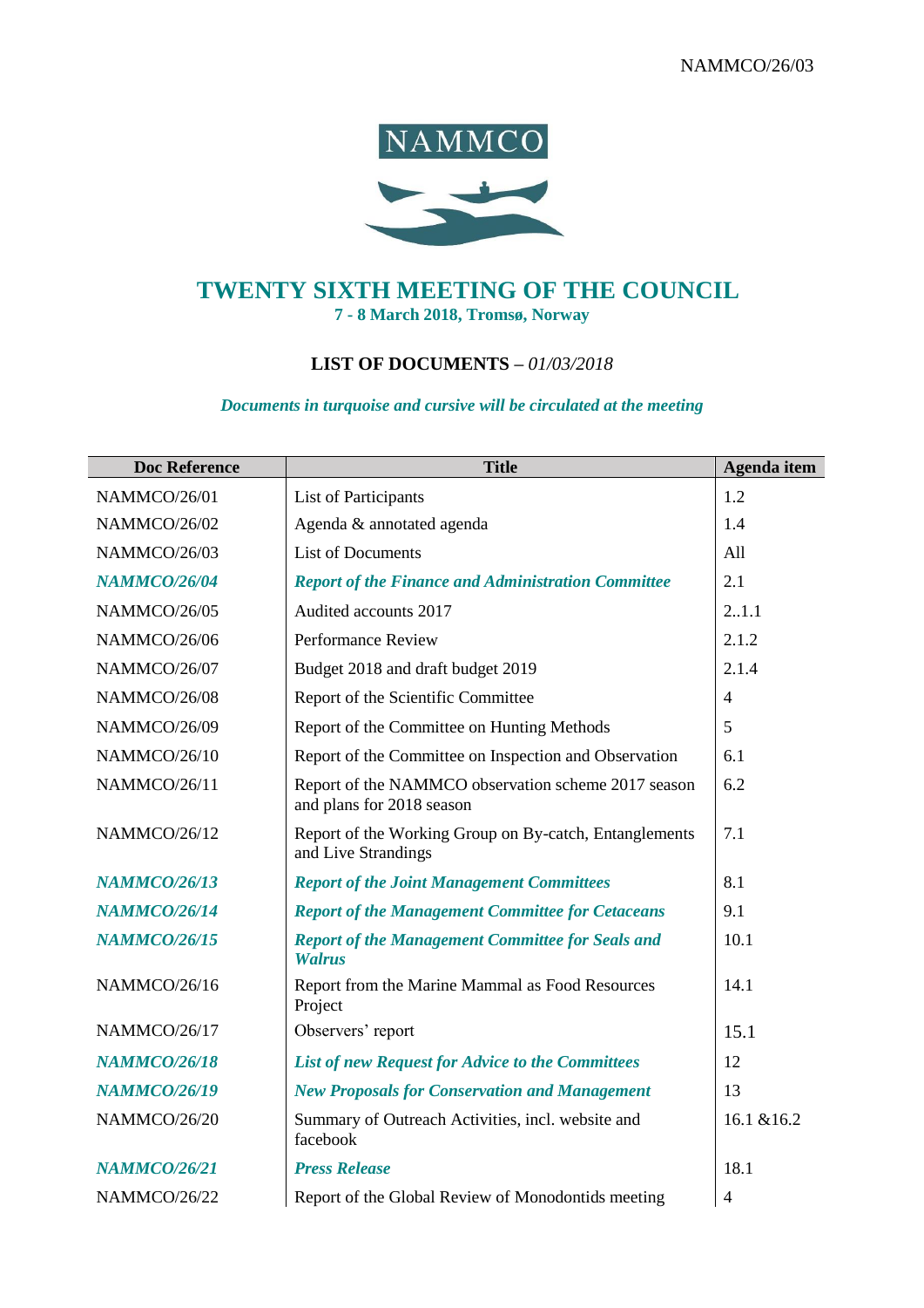NAMMCO/26/03

NAMMCO

# TWENTY SIXTH MEETING OF THE COUNCIL

**7 - 8 March 2018, Tromsø, Norway**

**LIST OF DOCUMENTS** – *01/03/2018*

***Documents in turquoise and cursive will be circulated at the meeting***

| Doc Reference | Title | Agenda item |
|---|---|---|
| NAMMCO/26/01 | List of Participants | 1.2 |
| NAMMCO/26/02 | Agenda & annotated agenda | 1.4 |
| NAMMCO/26/03 | List of Documents | All |
| ***NAMMCO/26/04*** | ***Report of the Finance and Administration Committee*** | 2.1 |
| NAMMCO/26/05 | Audited accounts 2017 | 2..1.1 |
| NAMMCO/26/06 | Performance Review | 2.1.2 |
| NAMMCO/26/07 | Budget 2018 and draft budget 2019 | 2.1.4 |
| NAMMCO/26/08 | Report of the Scientific Committee | 4 |
| NAMMCO/26/09 | Report of the Committee on Hunting Methods | 5 |
| NAMMCO/26/10 | Report of the Committee on Inspection and Observation | 6.1 |
| NAMMCO/26/11 | Report of the NAMMCO observation scheme 2017 season and plans for 2018 season | 6.2 |
| NAMMCO/26/12 | Report of the Working Group on By-catch, Entanglements and Live Strandings | 7.1 |
| ***NAMMCO/26/13*** | ***Report of the Joint Management Committees*** | 8.1 |
| ***NAMMCO/26/14*** | ***Report of the Management Committee for Cetaceans*** | 9.1 |
| ***NAMMCO/26/15*** | ***Report of the Management Committee for Seals and Walrus*** | 10.1 |
| NAMMCO/26/16 | Report from the Marine Mammal as Food Resources Project | 14.1 |
| NAMMCO/26/17 | Observers' report | 15.1 |
| ***NAMMCO/26/18*** | ***List of new Request for Advice to the Committees*** | 12 |
| ***NAMMCO/26/19*** | ***New Proposals for Conservation and Management*** | 13 |
| NAMMCO/26/20 | Summary of Outreach Activities, incl. website and facebook | 16.1 &16.2 |
| ***NAMMCO/26/21*** | ***Press Release*** | 18.1 |
| NAMMCO/26/22 | Report of the Global Review of Monodontids meeting | 4 |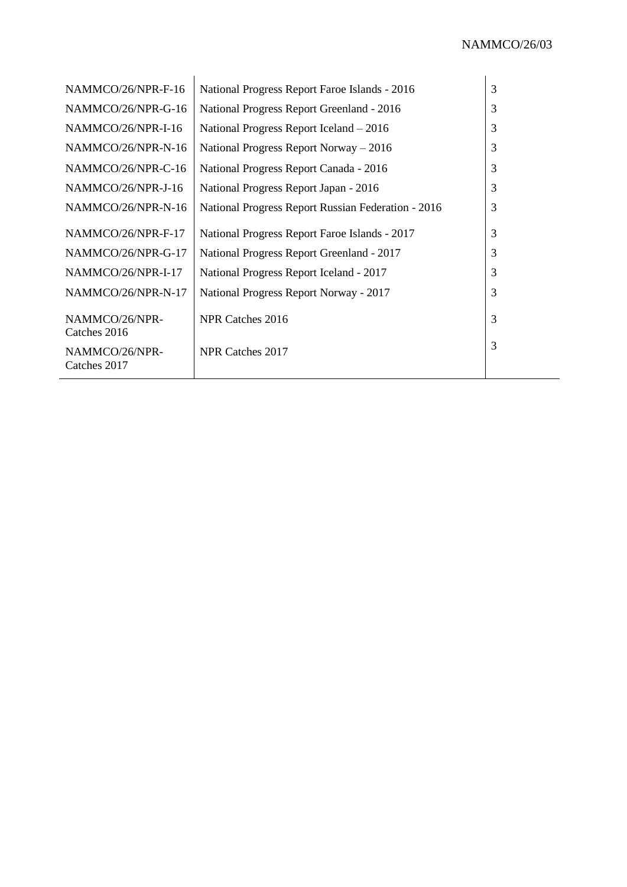| | | |
|---|---|---|
| NAMMCO/26/NPR-F-16 | National Progress Report Faroe Islands - 2016 | 3 |
| NAMMCO/26/NPR-G-16 | National Progress Report Greenland - 2016 | 3 |
| NAMMCO/26/NPR-I-16 | National Progress Report Iceland – 2016 | 3 |
| NAMMCO/26/NPR-N-16 | National Progress Report Norway – 2016 | 3 |
| NAMMCO/26/NPR-C-16 | National Progress Report Canada - 2016 | 3 |
| NAMMCO/26/NPR-J-16 | National Progress Report Japan - 2016 | 3 |
| NAMMCO/26/NPR-N-16 | National Progress Report Russian Federation - 2016 | 3 |
| NAMMCO/26/NPR-F-17 | National Progress Report Faroe Islands - 2017 | 3 |
| NAMMCO/26/NPR-G-17 | National Progress Report Greenland - 2017 | 3 |
| NAMMCO/26/NPR-I-17 | National Progress Report Iceland - 2017 | 3 |
| NAMMCO/26/NPR-N-17 | National Progress Report Norway - 2017 | 3 |
| NAMMCO/26/NPR-Catches 2016 | NPR Catches 2016 | 3 |
| NAMMCO/26/NPR-Catches 2017 | NPR Catches 2017 | 3 |